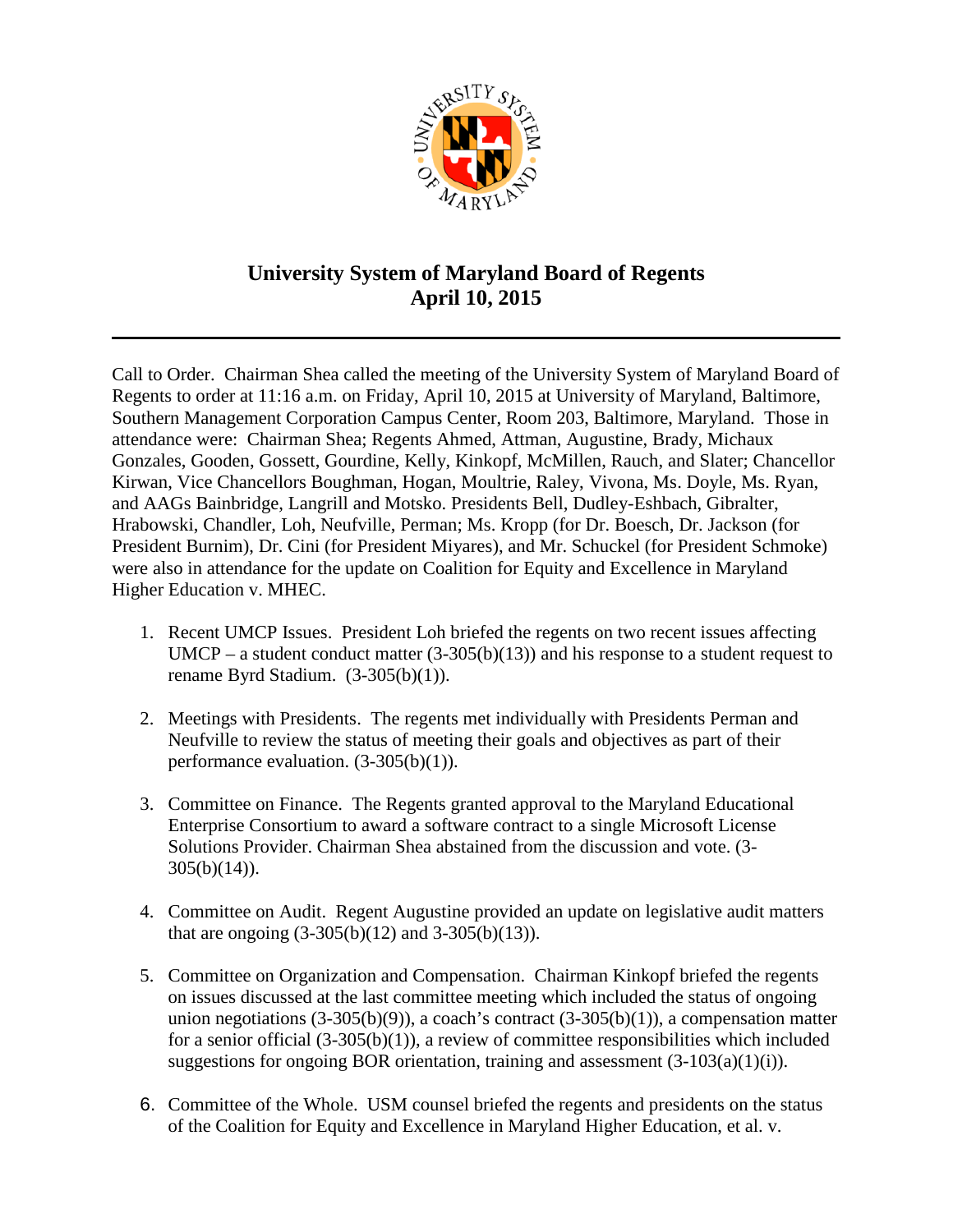# University System of Maryland Board of Regents
## April 10, 2015

Call to Order. Chairman Shea called the meeting of the University System of Maryland Board of Regents to order at 11:16 a.m. on Friday, April 10, 2015 at University of Maryland, Baltimore, Southern Management Corporation Campus Center, Room 203, Baltimore, Maryland. Those in attendance were: Chairman Shea; Regents Ahmed, Attman, Augustine, Brady, Michaux Gonzales, Gooden, Gossett, Gourdine, Kelly, Kinkopf, McMillen, Rauch, and Slater; Chancellor Kirwan, Vice Chancellors Boughman, Hogan, Moultrie, Raley, Vivona, Ms. Doyle, Ms. Ryan, and AAGs Bainbridge, Langrill and Motsko. Presidents Bell, Dudley-Eshbach, Gibralter, Hrabowski, Chandler, Loh, Neufville, Perman; Ms. Kropp (for Dr. Boesch, Dr. Jackson (for President Burnim), Dr. Cini (for President Miyares), and Mr. Schuckel (for President Schmoke) were also in attendance for the update on Coalition for Equity and Excellence in Maryland Higher Education v. MHEC.

1. Recent UMCP Issues. President Loh briefed the regents on two recent issues affecting UMCP – a student conduct matter (3-305(b)(13)) and his response to a student request to rename Byrd Stadium. (3-305(b)(1)).

2. Meetings with Presidents. The regents met individually with Presidents Perman and Neufville to review the status of meeting their goals and objectives as part of their performance evaluation. (3-305(b)(1)).

3. Committee on Finance. The Regents granted approval to the Maryland Educational Enterprise Consortium to award a software contract to a single Microsoft License Solutions Provider. Chairman Shea abstained from the discussion and vote. (3-305(b)(14)).

4. Committee on Audit. Regent Augustine provided an update on legislative audit matters that are ongoing (3-305(b)(12) and 3-305(b)(13)).

5. Committee on Organization and Compensation. Chairman Kinkopf briefed the regents on issues discussed at the last committee meeting which included the status of ongoing union negotiations (3-305(b)(9)), a coach's contract (3-305(b)(1)), a compensation matter for a senior official (3-305(b)(1)), a review of committee responsibilities which included suggestions for ongoing BOR orientation, training and assessment (3-103(a)(1)(i)).

6. Committee of the Whole. USM counsel briefed the regents and presidents on the status of the Coalition for Equity and Excellence in Maryland Higher Education, et al. v.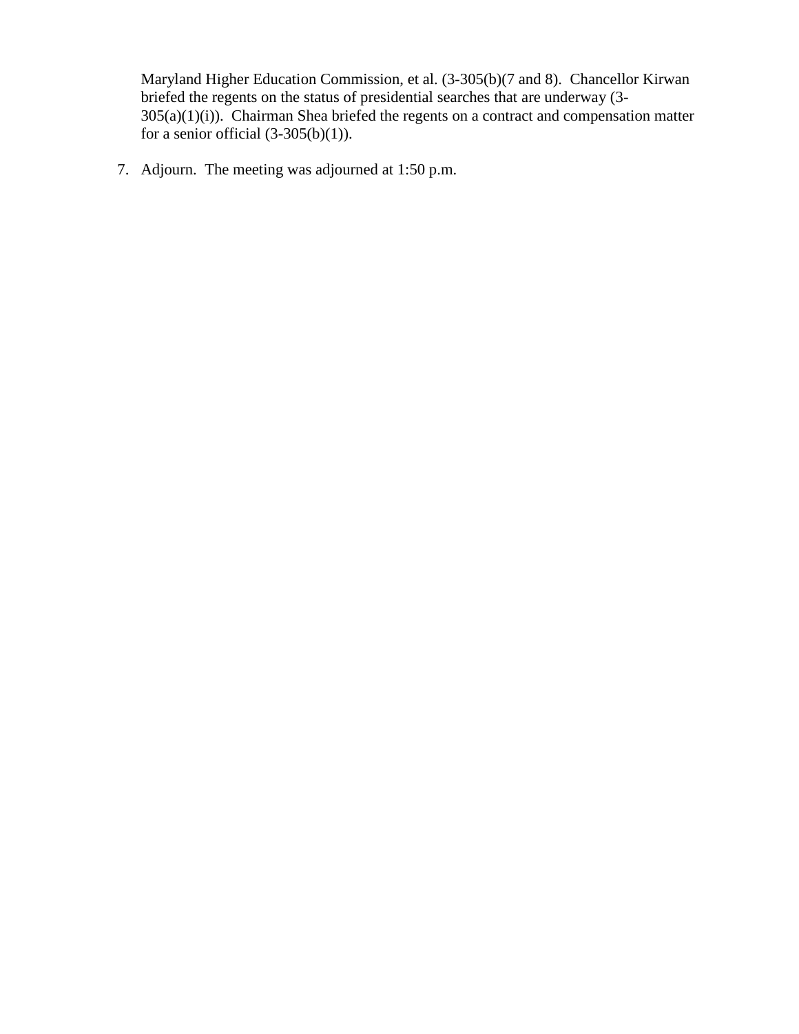Maryland Higher Education Commission, et al. (3-305(b)(7 and 8). Chancellor Kirwan briefed the regents on the status of presidential searches that are underway (3-305(a)(1)(i)). Chairman Shea briefed the regents on a contract and compensation matter for a senior official (3-305(b)(1)).

7. Adjourn. The meeting was adjourned at 1:50 p.m.